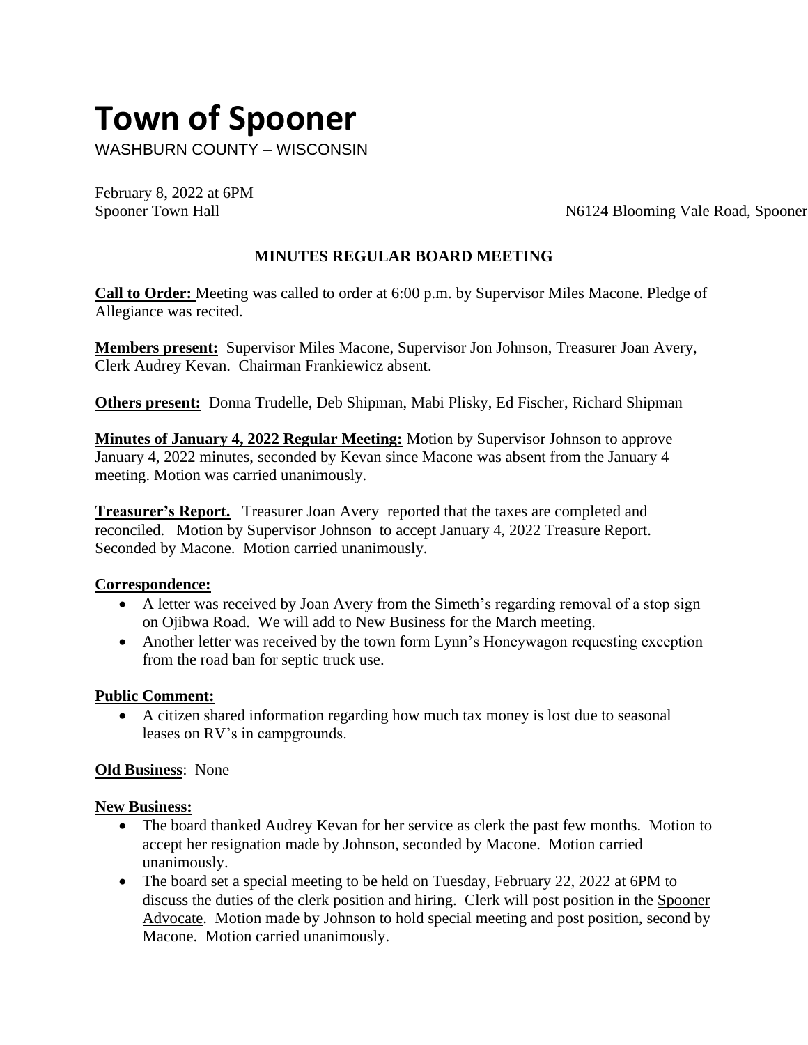# Town of Spooner

WASHBURN COUNTY – WISCONSIN

February 8, 2022 at 6PM
Spooner Town Hall N6124 Blooming Vale Road, Spooner

**MINUTES REGULAR BOARD MEETING**

**Call to Order:** Meeting was called to order at 6:00 p.m. by Supervisor Miles Macone. Pledge of Allegiance was recited.

**Members present:** Supervisor Miles Macone, Supervisor Jon Johnson, Treasurer Joan Avery, Clerk Audrey Kevan. Chairman Frankiewicz absent.

**Others present:** Donna Trudelle, Deb Shipman, Mabi Plisky, Ed Fischer, Richard Shipman

**Minutes of January 4, 2022 Regular Meeting:** Motion by Supervisor Johnson to approve January 4, 2022 minutes, seconded by Kevan since Macone was absent from the January 4 meeting. Motion was carried unanimously.

**Treasurer's Report.** Treasurer Joan Avery reported that the taxes are completed and reconciled. Motion by Supervisor Johnson to accept January 4, 2022 Treasure Report. Seconded by Macone. Motion carried unanimously.

**Correspondence:**

- A letter was received by Joan Avery from the Simeth's regarding removal of a stop sign on Ojibwa Road. We will add to New Business for the March meeting.
- Another letter was received by the town form Lynn's Honeywagon requesting exception from the road ban for septic truck use.

**Public Comment:**

- A citizen shared information regarding how much tax money is lost due to seasonal leases on RV's in campgrounds.

**Old Business**: None

**New Business:**

- The board thanked Audrey Kevan for her service as clerk the past few months. Motion to accept her resignation made by Johnson, seconded by Macone. Motion carried unanimously.
- The board set a special meeting to be held on Tuesday, February 22, 2022 at 6PM to discuss the duties of the clerk position and hiring. Clerk will post position in the Spooner Advocate. Motion made by Johnson to hold special meeting and post position, second by Macone. Motion carried unanimously.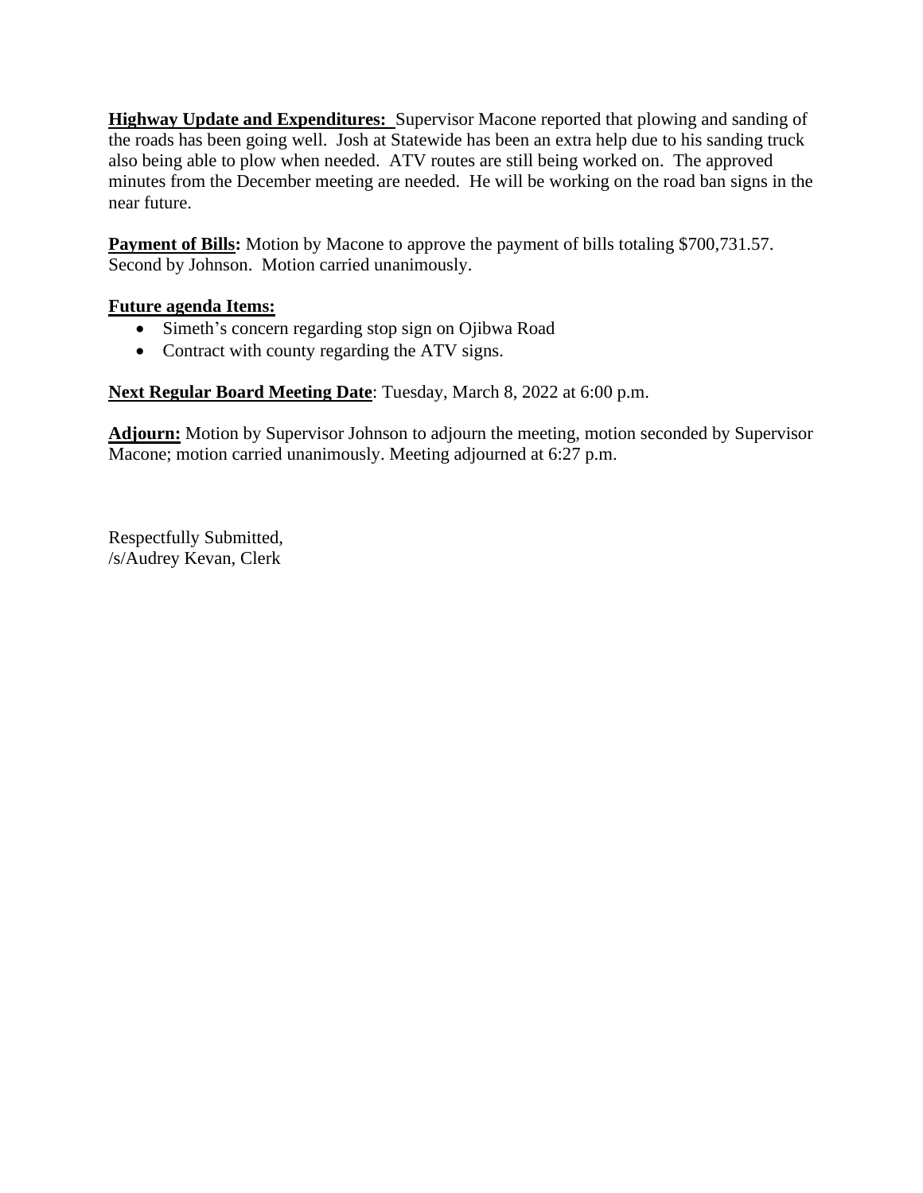**Highway Update and Expenditures:** Supervisor Macone reported that plowing and sanding of the roads has been going well. Josh at Statewide has been an extra help due to his sanding truck also being able to plow when needed. ATV routes are still being worked on. The approved minutes from the December meeting are needed. He will be working on the road ban signs in the near future.

**Payment of Bills:** Motion by Macone to approve the payment of bills totaling $700,731.57. Second by Johnson. Motion carried unanimously.

**Future agenda Items:**

- Simeth's concern regarding stop sign on Ojibwa Road
- Contract with county regarding the ATV signs.

**Next Regular Board Meeting Date**: Tuesday, March 8, 2022 at 6:00 p.m.

**Adjourn:** Motion by Supervisor Johnson to adjourn the meeting, motion seconded by Supervisor Macone; motion carried unanimously. Meeting adjourned at 6:27 p.m.

Respectfully Submitted,
/s/Audrey Kevan, Clerk